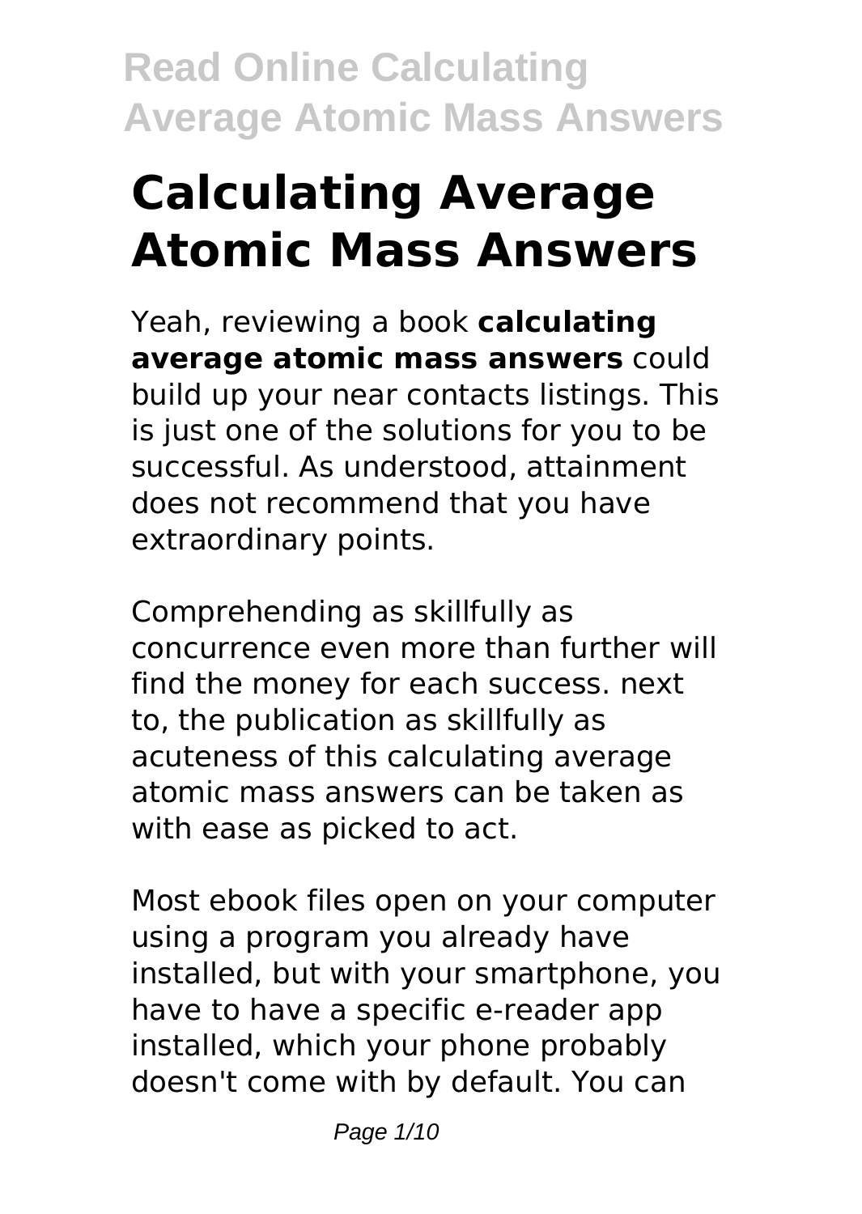# Calculating Average Atomic Mass Answers

Yeah, reviewing a book **calculating average atomic mass answers** could build up your near contacts listings. This is just one of the solutions for you to be successful. As understood, attainment does not recommend that you have extraordinary points.

Comprehending as skillfully as concurrence even more than further will find the money for each success. next to, the publication as skillfully as acuteness of this calculating average atomic mass answers can be taken as with ease as picked to act.

Most ebook files open on your computer using a program you already have installed, but with your smartphone, you have to have a specific e-reader app installed, which your phone probably doesn't come with by default. You can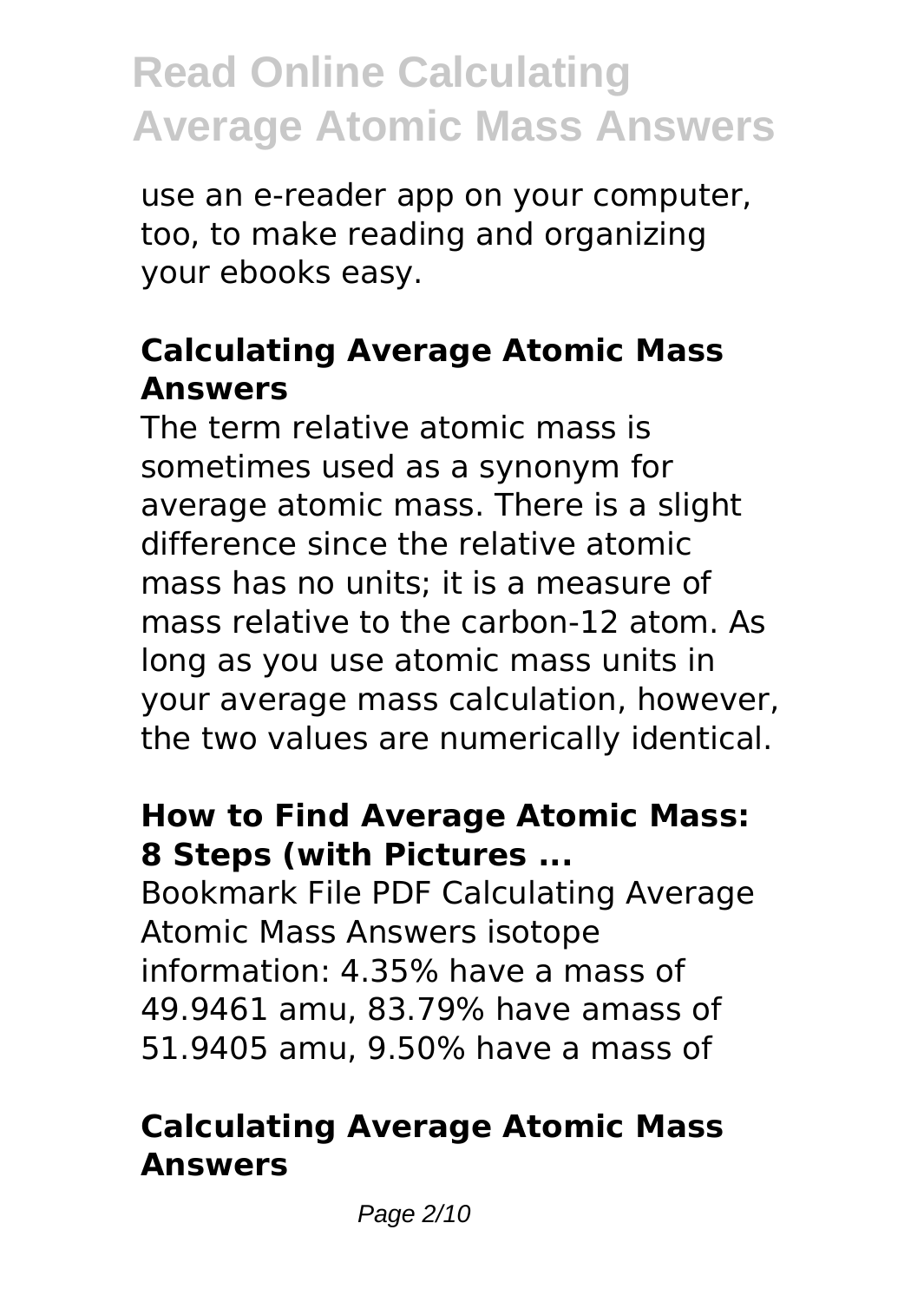use an e-reader app on your computer, too, to make reading and organizing your ebooks easy.

## Calculating Average Atomic Mass Answers

The term relative atomic mass is sometimes used as a synonym for average atomic mass. There is a slight difference since the relative atomic mass has no units; it is a measure of mass relative to the carbon-12 atom. As long as you use atomic mass units in your average mass calculation, however, the two values are numerically identical.

## How to Find Average Atomic Mass: 8 Steps (with Pictures ...

Bookmark File PDF Calculating Average Atomic Mass Answers isotope information: 4.35% have a mass of 49.9461 amu, 83.79% have amass of 51.9405 amu, 9.50% have a mass of

## Calculating Average Atomic Mass Answers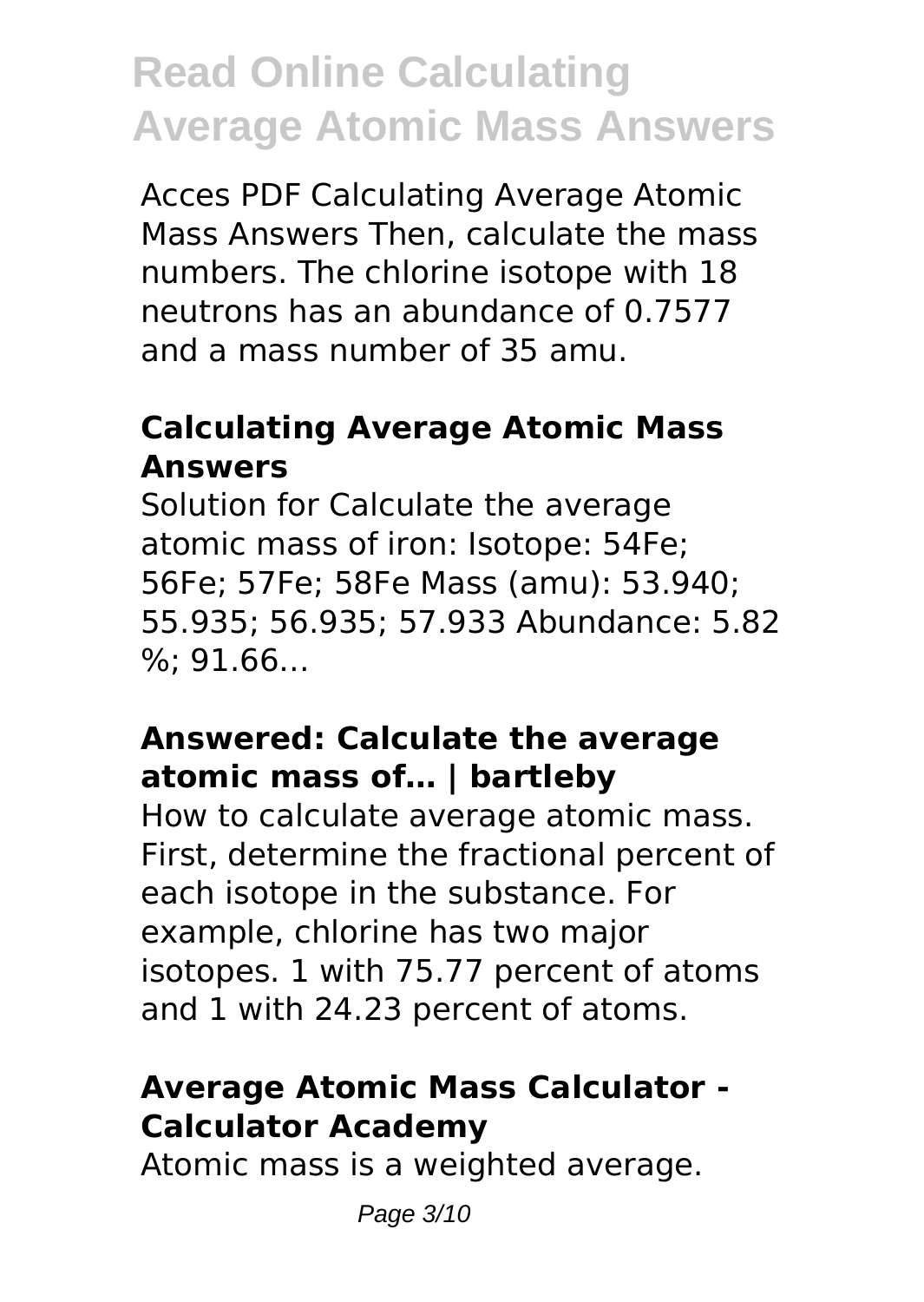Acces PDF Calculating Average Atomic Mass Answers Then, calculate the mass numbers. The chlorine isotope with 18 neutrons has an abundance of 0.7577 and a mass number of 35 amu.

## Calculating Average Atomic Mass Answers

Solution for Calculate the average atomic mass of iron: Isotope: 54Fe; 56Fe; 57Fe; 58Fe Mass (amu): 53.940; 55.935; 56.935; 57.933 Abundance: 5.82 %; 91.66…

## Answered: Calculate the average atomic mass of… | bartleby

How to calculate average atomic mass. First, determine the fractional percent of each isotope in the substance. For example, chlorine has two major isotopes. 1 with 75.77 percent of atoms and 1 with 24.23 percent of atoms.

## Average Atomic Mass Calculator - Calculator Academy

Atomic mass is a weighted average.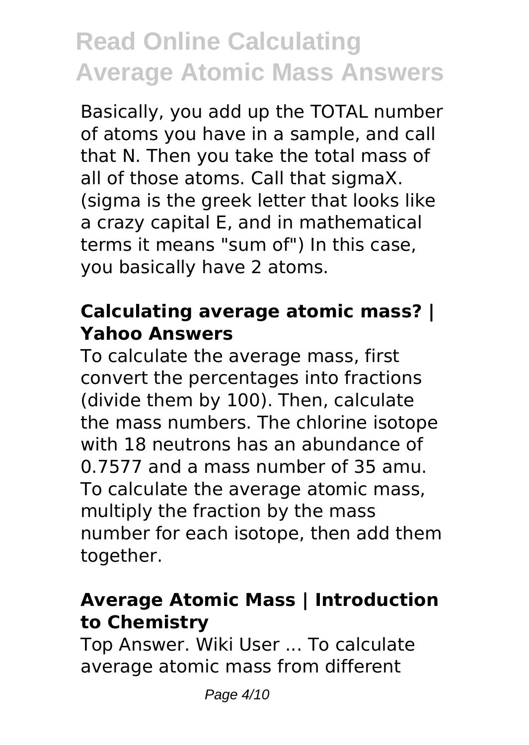# Read Online Calculating Average Atomic Mass Answers

Basically, you add up the TOTAL number of atoms you have in a sample, and call that N. Then you take the total mass of all of those atoms. Call that sigmaX. (sigma is the greek letter that looks like a crazy capital E, and in mathematical terms it means "sum of") In this case, you basically have 2 atoms.

### Calculating average atomic mass? | Yahoo Answers

To calculate the average mass, first convert the percentages into fractions (divide them by 100). Then, calculate the mass numbers. The chlorine isotope with 18 neutrons has an abundance of 0.7577 and a mass number of 35 amu. To calculate the average atomic mass, multiply the fraction by the mass number for each isotope, then add them together.

### Average Atomic Mass | Introduction to Chemistry

Top Answer. Wiki User ... To calculate average atomic mass from different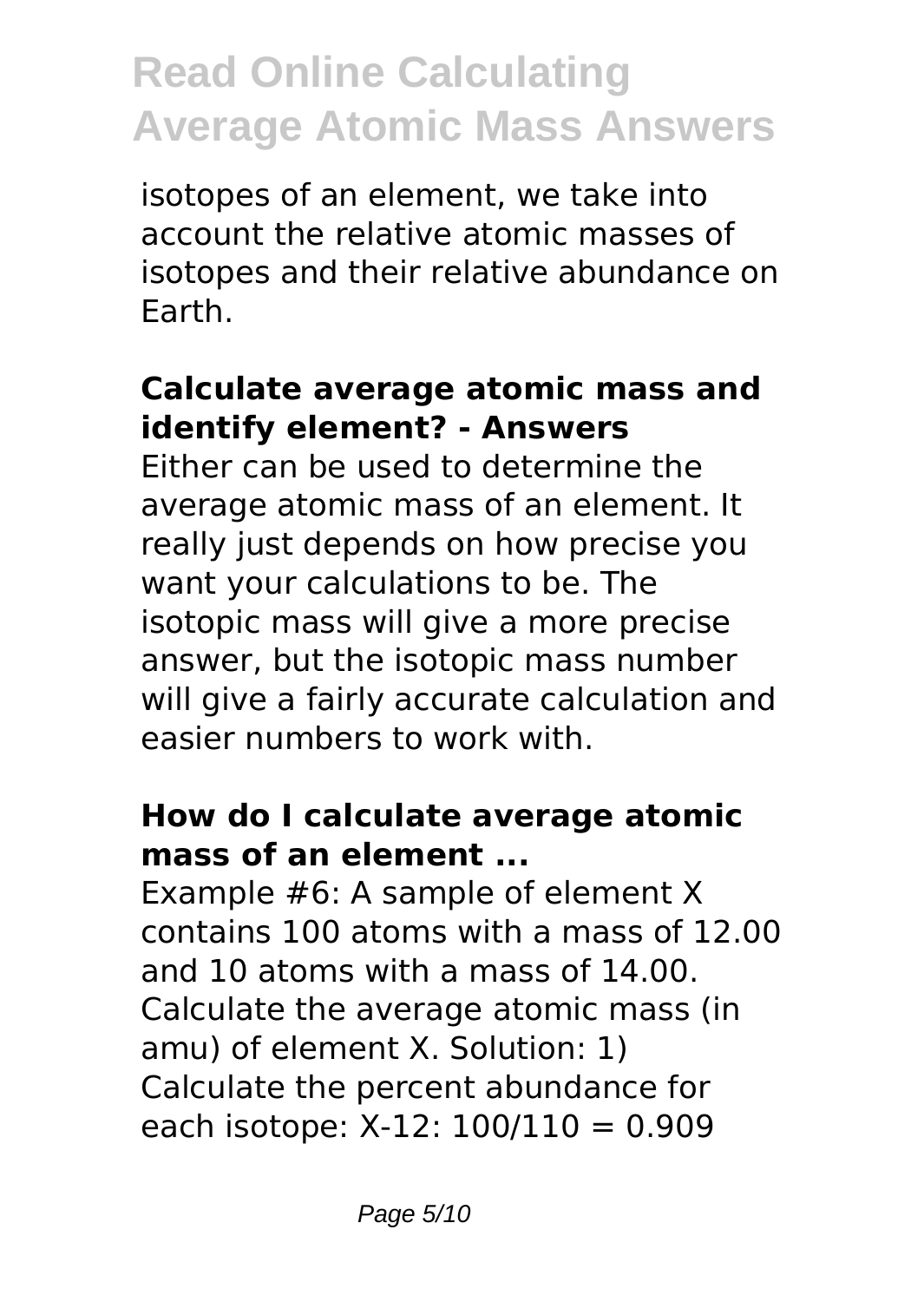isotopes of an element, we take into account the relative atomic masses of isotopes and their relative abundance on Earth.

### Calculate average atomic mass and identify element? - Answers

Either can be used to determine the average atomic mass of an element. It really just depends on how precise you want your calculations to be. The isotopic mass will give a more precise answer, but the isotopic mass number will give a fairly accurate calculation and easier numbers to work with.

### How do I calculate average atomic mass of an element ...

Example #6: A sample of element X contains 100 atoms with a mass of 12.00 and 10 atoms with a mass of 14.00. Calculate the average atomic mass (in amu) of element X. Solution: 1) Calculate the percent abundance for each isotope: X-12: 100/110 = 0.909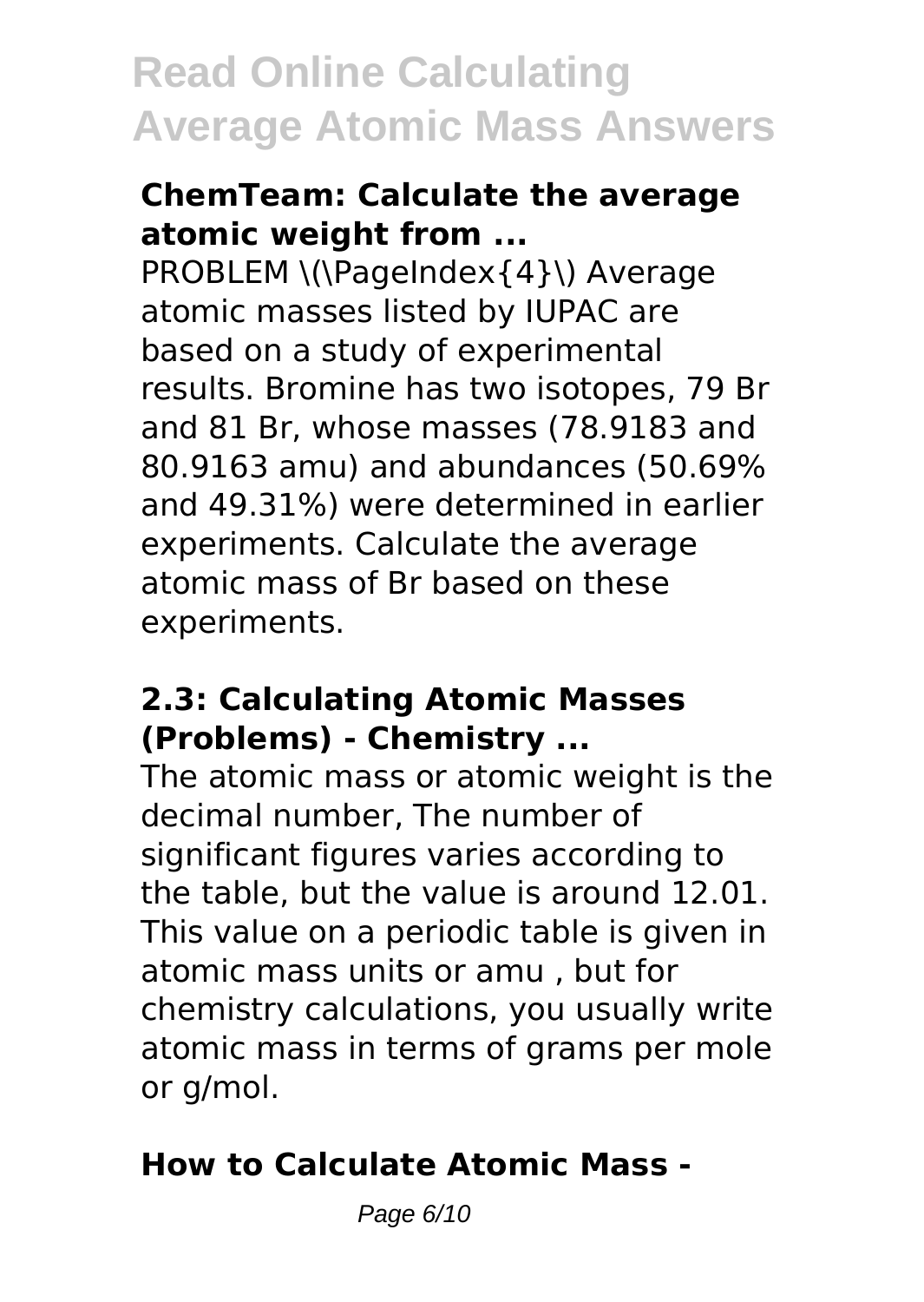## ChemTeam: Calculate the average atomic weight from ...

PROBLEM \(\PageIndex{4}\) Average atomic masses listed by IUPAC are based on a study of experimental results. Bromine has two isotopes, 79 Br and 81 Br, whose masses (78.9183 and 80.9163 amu) and abundances (50.69% and 49.31%) were determined in earlier experiments. Calculate the average atomic mass of Br based on these experiments.

## 2.3: Calculating Atomic Masses (Problems) - Chemistry ...

The atomic mass or atomic weight is the decimal number, The number of significant figures varies according to the table, but the value is around 12.01. This value on a periodic table is given in atomic mass units or amu , but for chemistry calculations, you usually write atomic mass in terms of grams per mole or g/mol.

## How to Calculate Atomic Mass -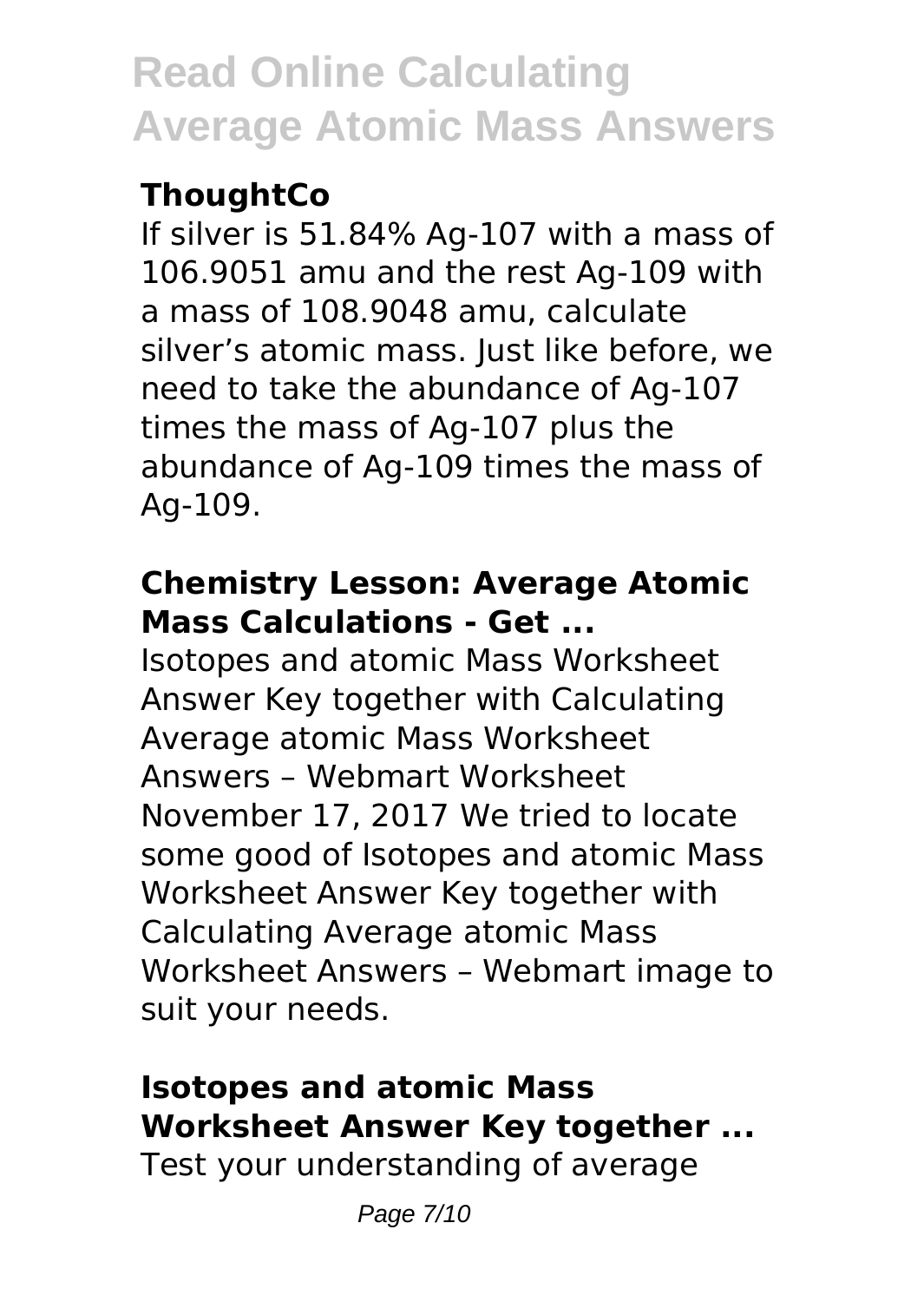### ThoughtCo

If silver is 51.84% Ag-107 with a mass of 106.9051 amu and the rest Ag-109 with a mass of 108.9048 amu, calculate silver's atomic mass. Just like before, we need to take the abundance of Ag-107 times the mass of Ag-107 plus the abundance of Ag-109 times the mass of Ag-109.

### Chemistry Lesson: Average Atomic Mass Calculations - Get ...

Isotopes and atomic Mass Worksheet Answer Key together with Calculating Average atomic Mass Worksheet Answers – Webmart Worksheet November 17, 2017 We tried to locate some good of Isotopes and atomic Mass Worksheet Answer Key together with Calculating Average atomic Mass Worksheet Answers – Webmart image to suit your needs.

### Isotopes and atomic Mass Worksheet Answer Key together ...

Test your understanding of average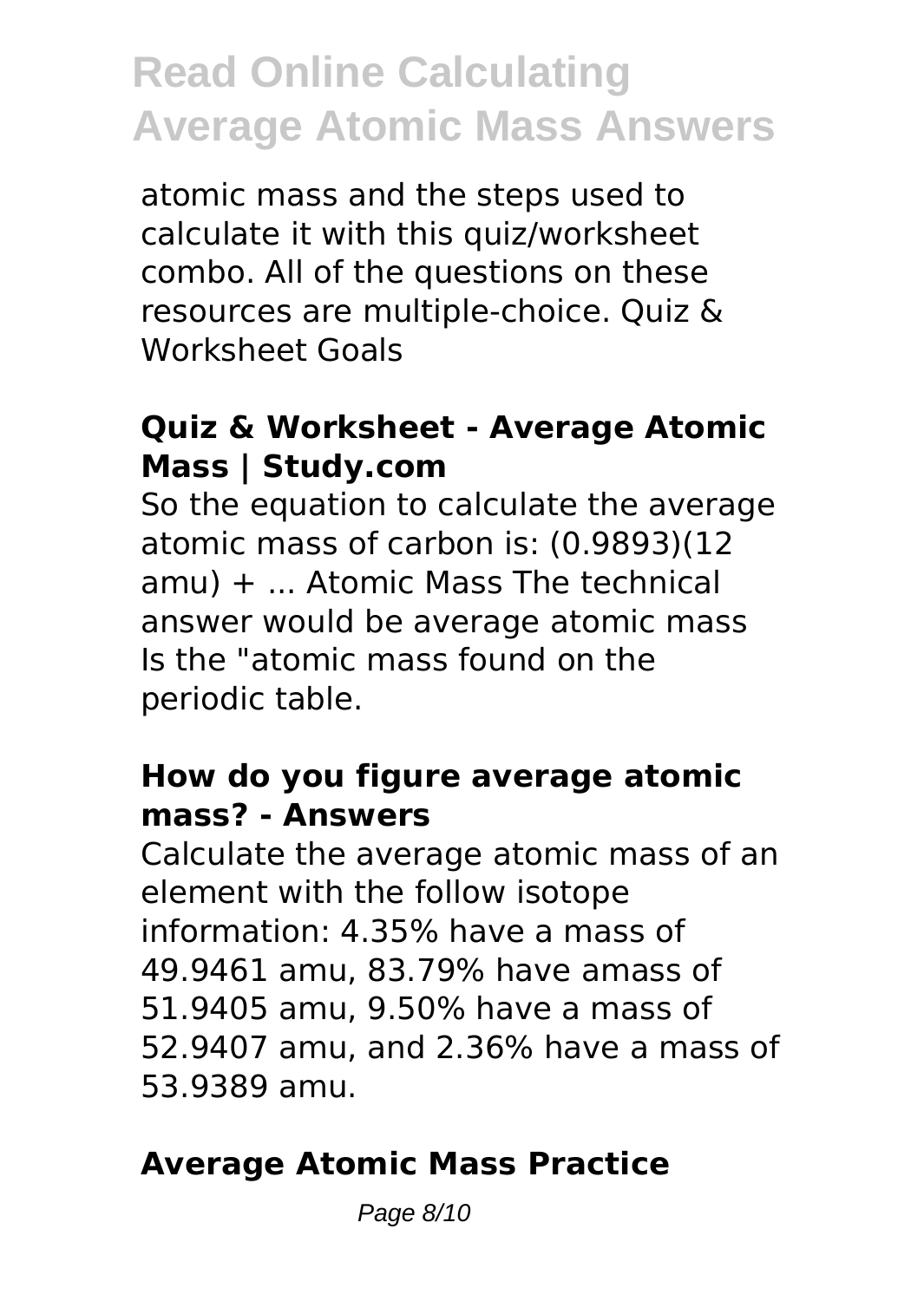atomic mass and the steps used to calculate it with this quiz/worksheet combo. All of the questions on these resources are multiple-choice. Quiz & Worksheet Goals

## Quiz & Worksheet - Average Atomic Mass | Study.com

So the equation to calculate the average atomic mass of carbon is: (0.9893)(12 amu) + ... Atomic Mass The technical answer would be average atomic mass Is the "atomic mass found on the periodic table.

## How do you figure average atomic mass? - Answers

Calculate the average atomic mass of an element with the follow isotope information: 4.35% have a mass of 49.9461 amu, 83.79% have amass of 51.9405 amu, 9.50% have a mass of 52.9407 amu, and 2.36% have a mass of 53.9389 amu.

## Average Atomic Mass Practice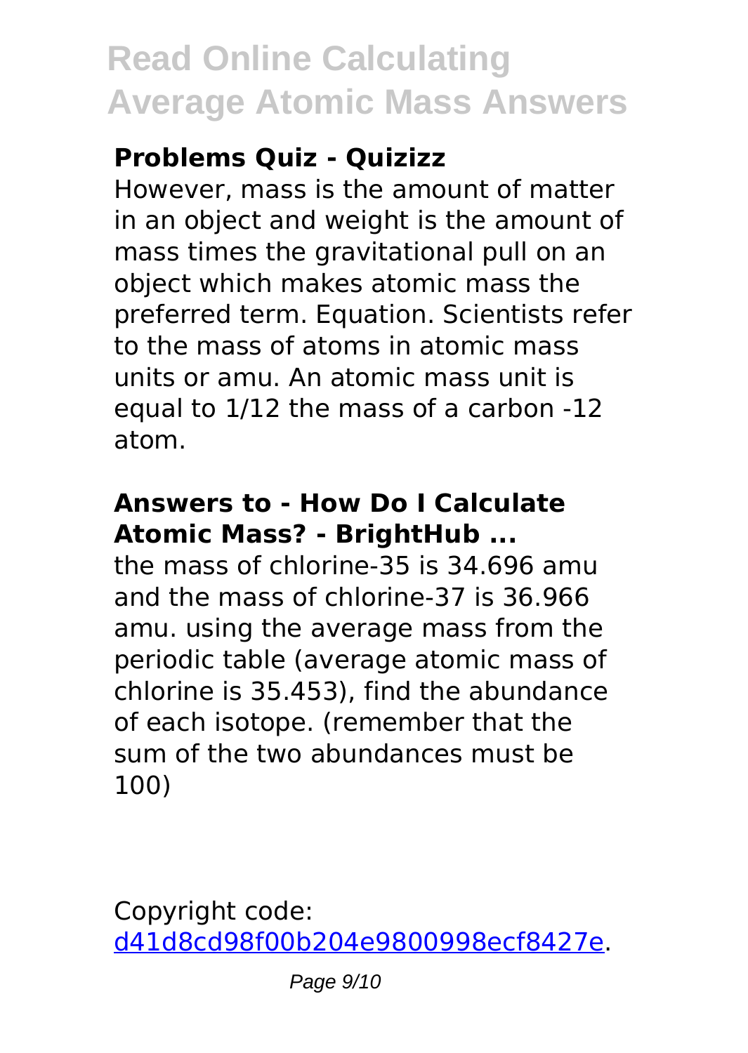### Problems Quiz - Quizizz

However, mass is the amount of matter in an object and weight is the amount of mass times the gravitational pull on an object which makes atomic mass the preferred term. Equation. Scientists refer to the mass of atoms in atomic mass units or amu. An atomic mass unit is equal to 1/12 the mass of a carbon -12 atom.

### Answers to - How Do I Calculate Atomic Mass? - BrightHub ...

the mass of chlorine-35 is 34.696 amu and the mass of chlorine-37 is 36.966 amu. using the average mass from the periodic table (average atomic mass of chlorine is 35.453), find the abundance of each isotope. (remember that the sum of the two abundances must be 100)

Copyright code: [d41d8cd98f00b204e9800998ecf8427e](d41d8cd98f00b204e9800998ecf8427e).